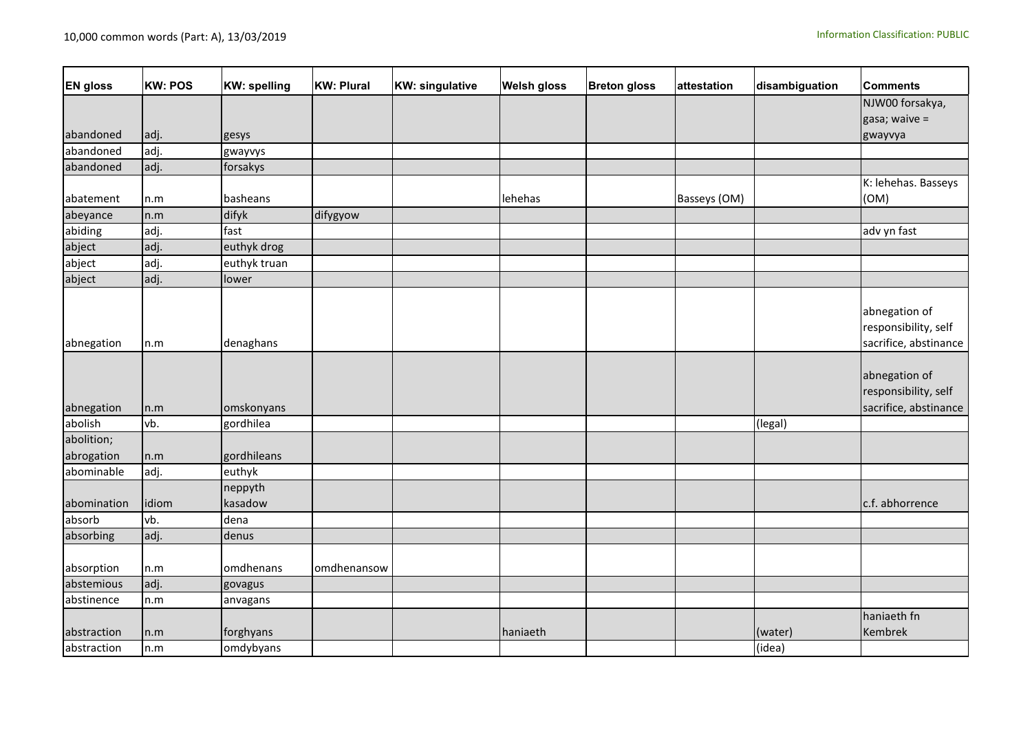| EN gloss | KW: POS | KW: spelling | KW: Plural | KW: singulative | Welsh gloss | Breton gloss | attestation | disambiguation | Comments |
|---|---|---|---|---|---|---|---|---|---|
| abandoned | adj. | gesys | | | | | | | NJW00 forsakya, gasa; waive = gwayvya |
| abandoned | adj. | gwayvys | | | | | | | |
| abandoned | adj. | forsakys | | | | | | | |
| abatement | n.m | basheans | | | lehehas | | Basseys (OM) | | K: lehehas. Basseys (OM) |
| abeyance | n.m | difyk | difygyow | | | | | | |
| abiding | adj. | fast | | | | | | | adv yn fast |
| abject | adj. | euthyk drog | | | | | | | |
| abject | adj. | euthyk truan | | | | | | | |
| abject | adj. | lower | | | | | | | |
| abnegation | n.m | denaghans | | | | | | | abnegation of responsibility, self sacrifice, abstinance |
| abnegation | n.m | omskonyans | | | | | | | abnegation of responsibility, self sacrifice, abstinance |
| abolish | vb. | gordhilea | | | | | | (legal) | |
| abolition; abrogation | n.m | gordhileans | | | | | | | |
| abominable | adj. | euthyk | | | | | | | |
| abomination | idiom | neppyth kasadow | | | | | | | c.f. abhorrence |
| absorb | vb. | dena | | | | | | | |
| absorbing | adj. | denus | | | | | | | |
| absorption | n.m | omdhenans | omdhenansow | | | | | | |
| abstemious | adj. | govagus | | | | | | | |
| abstinence | n.m | anvagans | | | | | | | |
| abstraction | n.m | forghyans | | | haniaeth | | | (water) | haniaeth fn Kembrek |
| abstraction | n.m | omdybyans | | | | | | (idea) | |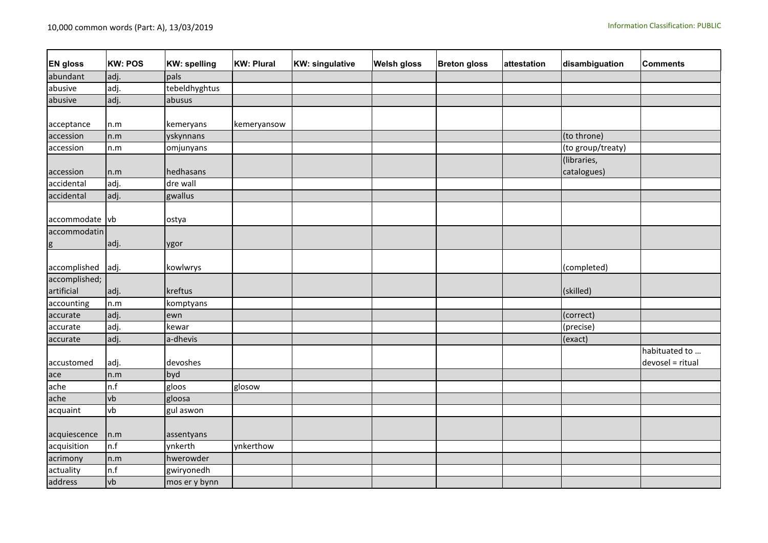| EN gloss | KW: POS | KW: spelling | KW: Plural | KW: singulative | Welsh gloss | Breton gloss | attestation | disambiguation | Comments |
|---|---|---|---|---|---|---|---|---|---|
| abundant | adj. | pals | | | | | | | |
| abusive | adj. | tebeldhyghtus | | | | | | | |
| abusive | adj. | abusus | | | | | | | |
| acceptance | n.m | kemeryans | kemeryansow | | | | | | |
| accession | n.m | yskynnans | | | | | | (to throne) | |
| accession | n.m | omjunyans | | | | | | (to group/treaty) | |
| accession | n.m | hedhasans | | | | | | (libraries, catalogues) | |
| accidental | adj. | dre wall | | | | | | | |
| accidental | adj. | gwallus | | | | | | | |
| accommodate | vb | ostya | | | | | | | |
| accommodating | adj. | ygor | | | | | | | |
| accomplished | adj. | kowlwrys | | | | | | (completed) | |
| accomplished; artificial | adj. | kreftus | | | | | | (skilled) | |
| accounting | n.m | komptyans | | | | | | | |
| accurate | adj. | ewn | | | | | | (correct) | |
| accurate | adj. | kewar | | | | | | (precise) | |
| accurate | adj. | a-dhevis | | | | | | (exact) | |
| accustomed | adj. | devoshes | | | | | | | habituated to … devosel = ritual |
| ace | n.m | byd | | | | | | | |
| ache | n.f | gloos | glosow | | | | | | |
| ache | vb | gloosa | | | | | | | |
| acquaint | vb | gul aswon | | | | | | | |
| acquiescence | n.m | assentyans | | | | | | | |
| acquisition | n.f | ynkerth | ynkerthow | | | | | | |
| acrimony | n.m | hwerowder | | | | | | | |
| actuality | n.f | gwiryonedh | | | | | | | |
| address | vb | mos er y bynn | | | | | | | |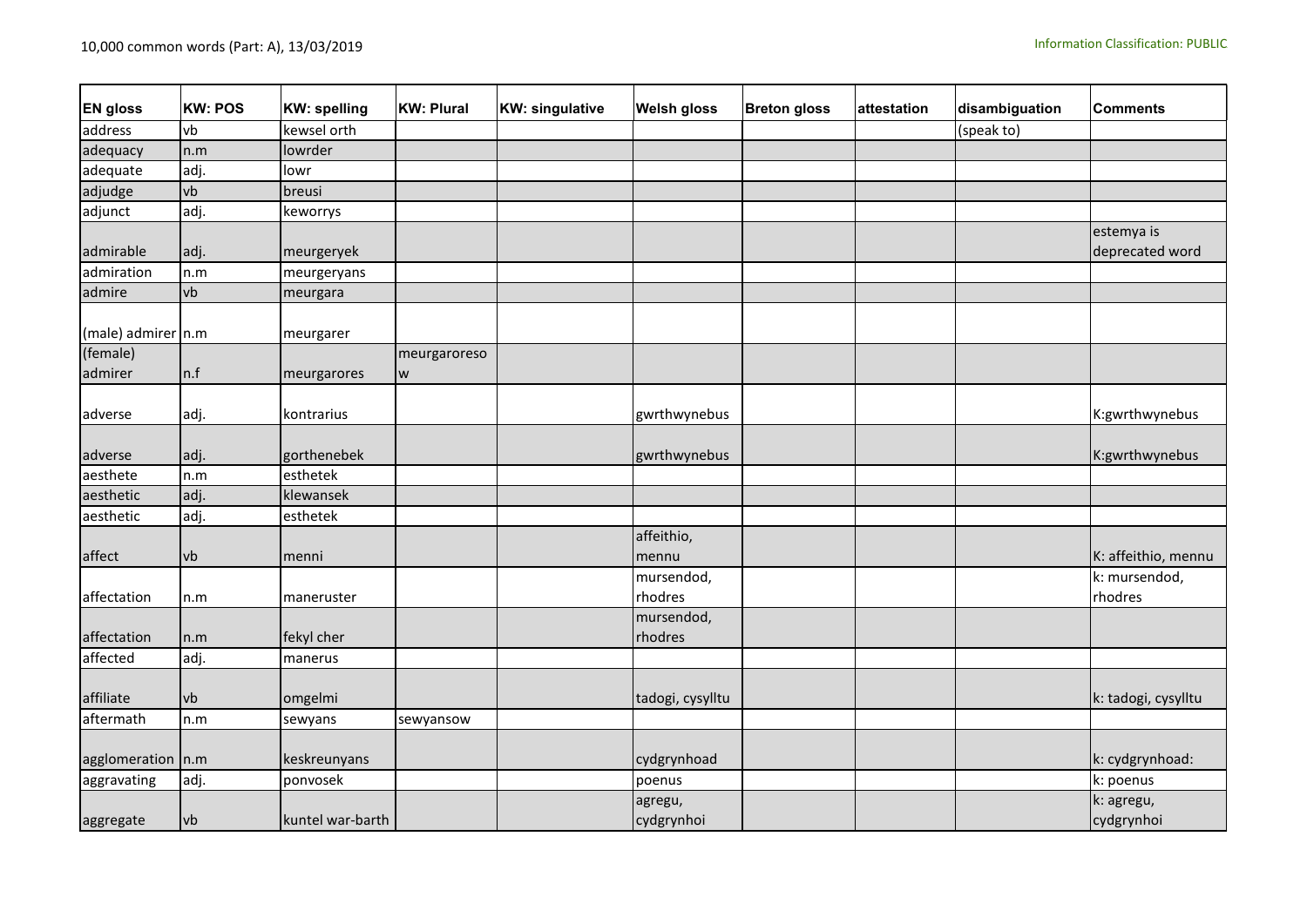| EN gloss | KW: POS | KW: spelling | KW: Plural | KW: singulative | Welsh gloss | Breton gloss | attestation | disambiguation | Comments |
|---|---|---|---|---|---|---|---|---|---|
| address | vb | kewsel orth | | | | | | (speak to) | |
| adequacy | n.m | lowrder | | | | | | | |
| adequate | adj. | lowr | | | | | | | |
| adjudge | vb | breusi | | | | | | | |
| adjunct | adj. | keworrys | | | | | | | |
| admirable | adj. | meurgeryek | | | | | | | estemya is deprecated word |
| admiration | n.m | meurgeryans | | | | | | | |
| admire | vb | meurgara | | | | | | | |
| (male) admirer | n.m | meurgarer | | | | | | | |
| (female) admirer | n.f | meurgarores | meurgaroresow | | | | | | |
| adverse | adj. | kontrarius | | | gwrthwynebus | | | | K:gwrthwynebus |
| adverse | adj. | gorthenebek | | | gwrthwynebus | | | | K:gwrthwynebus |
| aesthete | n.m | esthetek | | | | | | | |
| aesthetic | adj. | klewansek | | | | | | | |
| aesthetic | adj. | esthetek | | | | | | | |
| affect | vb | menni | | | affeithio, mennu | | | | K: affeithio, mennu |
| affectation | n.m | maneruster | | | mursendod, rhodres | | | | k: mursendod, rhodres |
| affectation | n.m | fekyl cher | | | mursendod, rhodres | | | | |
| affected | adj. | manerus | | | | | | | |
| affiliate | vb | omgelmi | | | tadogi, cysylltu | | | | k: tadogi, cysylltu |
| aftermath | n.m | sewyans | sewyansow | | | | | | |
| agglomeration | n.m | keskreunyans | | | cydgrynhoad | | | | k: cydgrynhoad: |
| aggravating | adj. | ponvosek | | | poenus | | | | k: poenus |
| aggregate | vb | kuntel war-barth | | | agregu, cydgrynhoi | | | | k: agregu, cydgrynhoi |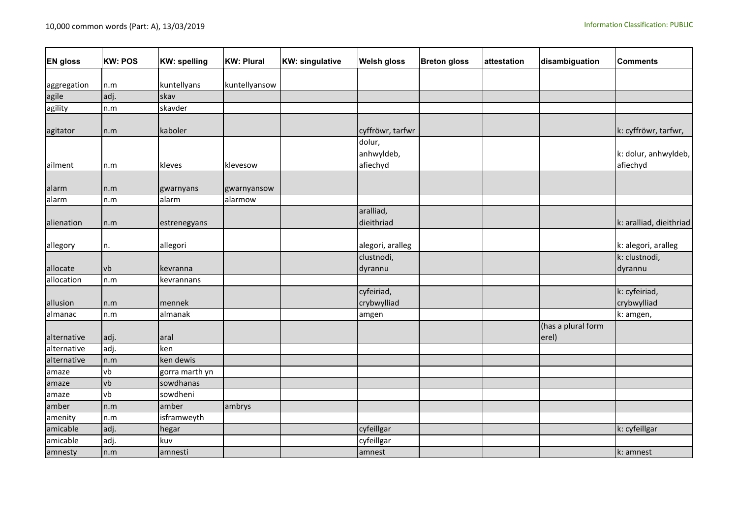| EN gloss | KW: POS | KW: spelling | KW: Plural | KW: singulative | Welsh gloss | Breton gloss | attestation | disambiguation | Comments |
|---|---|---|---|---|---|---|---|---|---|
| aggregation | n.m | kuntellyans | kuntellyansow | | | | | | |
| agile | adj. | skav | | | | | | | |
| agility | n.m | skavder | | | | | | | |
| agitator | n.m | kaboler | | | cyffröwr, tarfwr | | | | k: cyffröwr, tarfwr, |
| ailment | n.m | kleves | klevesow | | dolur, anhwyldeb, afiechyd | | | | k: dolur, anhwyldeb, afiechyd |
| alarm | n.m | gwarnyans | gwarnyansow | | | | | | |
| alarm | n.m | alarm | alarmow | | | | | | |
| alienation | n.m | estrenegyans | | | aralliad, dieithriad | | | | k: aralliad, dieithriad |
| allegory | n. | allegori | | | alegori, aralleg | | | | k: alegori, aralleg |
| allocate | vb | kevranna | | | clustnodi, dyrannu | | | | k: clustnodi, dyrannu |
| allocation | n.m | kevrannans | | | | | | | |
| allusion | n.m | mennek | | | cyfeiriad, crybwylliad | | | | k: cyfeiriad, crybwylliad |
| almanac | n.m | almanak | | | amgen | | | | k: amgen, |
| alternative | adj. | aral | | | | | | (has a plural form erel) | |
| alternative | adj. | ken | | | | | | | |
| alternative | n.m | ken dewis | | | | | | | |
| amaze | vb | gorra marth yn | | | | | | | |
| amaze | vb | sowdhanas | | | | | | | |
| amaze | vb | sowdheni | | | | | | | |
| amber | n.m | amber | ambrys | | | | | | |
| amenity | n.m | isframweyth | | | | | | | |
| amicable | adj. | hegar | | | cyfeillgar | | | | k: cyfeillgar |
| amicable | adj. | kuv | | | cyfeillgar | | | | |
| amnesty | n.m | amnesti | | | amnest | | | | k: amnest |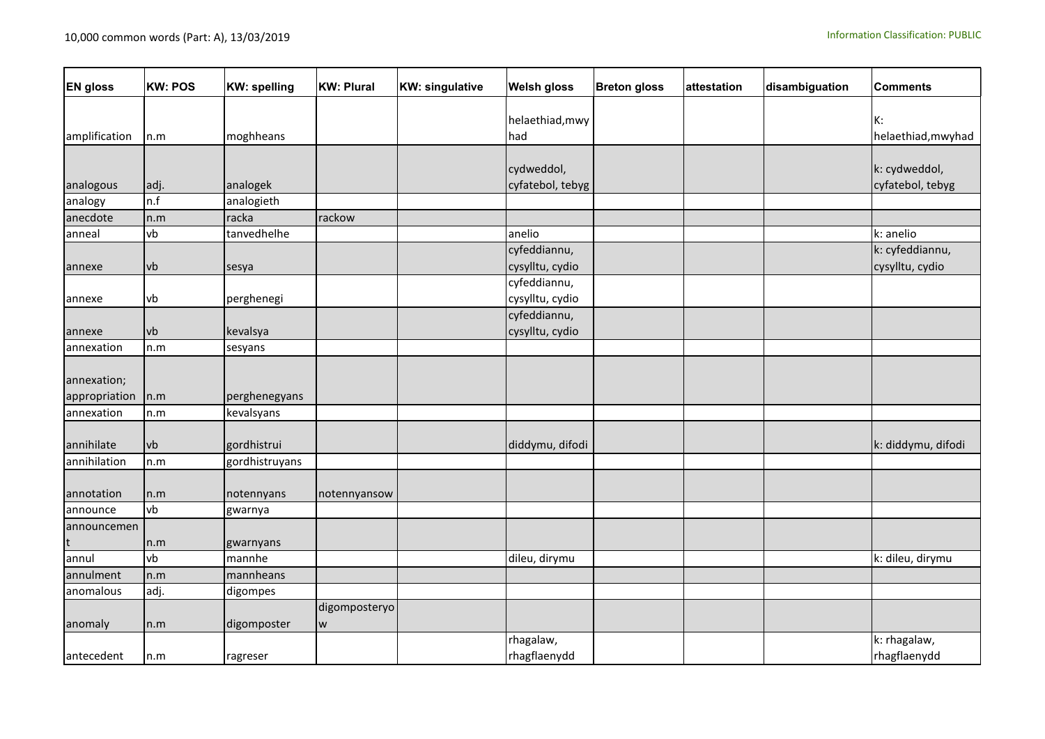| EN gloss | KW: POS | KW: spelling | KW: Plural | KW: singulative | Welsh gloss | Breton gloss | attestation | disambiguation | Comments |
|---|---|---|---|---|---|---|---|---|---|
| amplification | n.m | moghheans | | | helaethiad,mwyhad | | | | K: helaethiad,mwyhad |
| analogous | adj. | analogek | | | cydweddol, cyfatebol, tebyg | | | | k: cydweddol, cyfatebol, tebyg |
| analogy | n.f | analogieth | | | | | | | |
| anecdote | n.m | racka | rackow | | | | | | |
| anneal | vb | tanvedhelhe | | | anelio | | | | k: anelio |
| annexe | vb | sesya | | | cyfeddiannu, cysylltu, cydio | | | | k: cyfeddiannu, cysylltu, cydio |
| annexe | vb | perghenegi | | | cyfeddiannu, cysylltu, cydio | | | | |
| annexe | vb | kevalsya | | | cyfeddiannu, cysylltu, cydio | | | | |
| annexation | n.m | sesyans | | | | | | | |
| annexation; appropriation | n.m | perghenegyans | | | | | | | |
| annexation | n.m | kevalsyans | | | | | | | |
| annihilate | vb | gordhistrui | | | diddymu, difodi | | | | k: diddymu, difodi |
| annihilation | n.m | gordhistruyans | | | | | | | |
| annotation | n.m | notennyans | notennyansow | | | | | | |
| announce | vb | gwarnya | | | | | | | |
| announcement | n.m | gwarnyans | | | | | | | |
| annul | vb | mannhe | | | dileu, dirymu | | | | k: dileu, dirymu |
| annulment | n.m | mannheans | | | | | | | |
| anomalous | adj. | digompes | | | | | | | |
| anomaly | n.m | digomposter | digomposteryow | | | | | | |
| antecedent | n.m | ragreser | | | rhagalaw, rhagflaenydd | | | | k: rhagalaw, rhagflaenydd |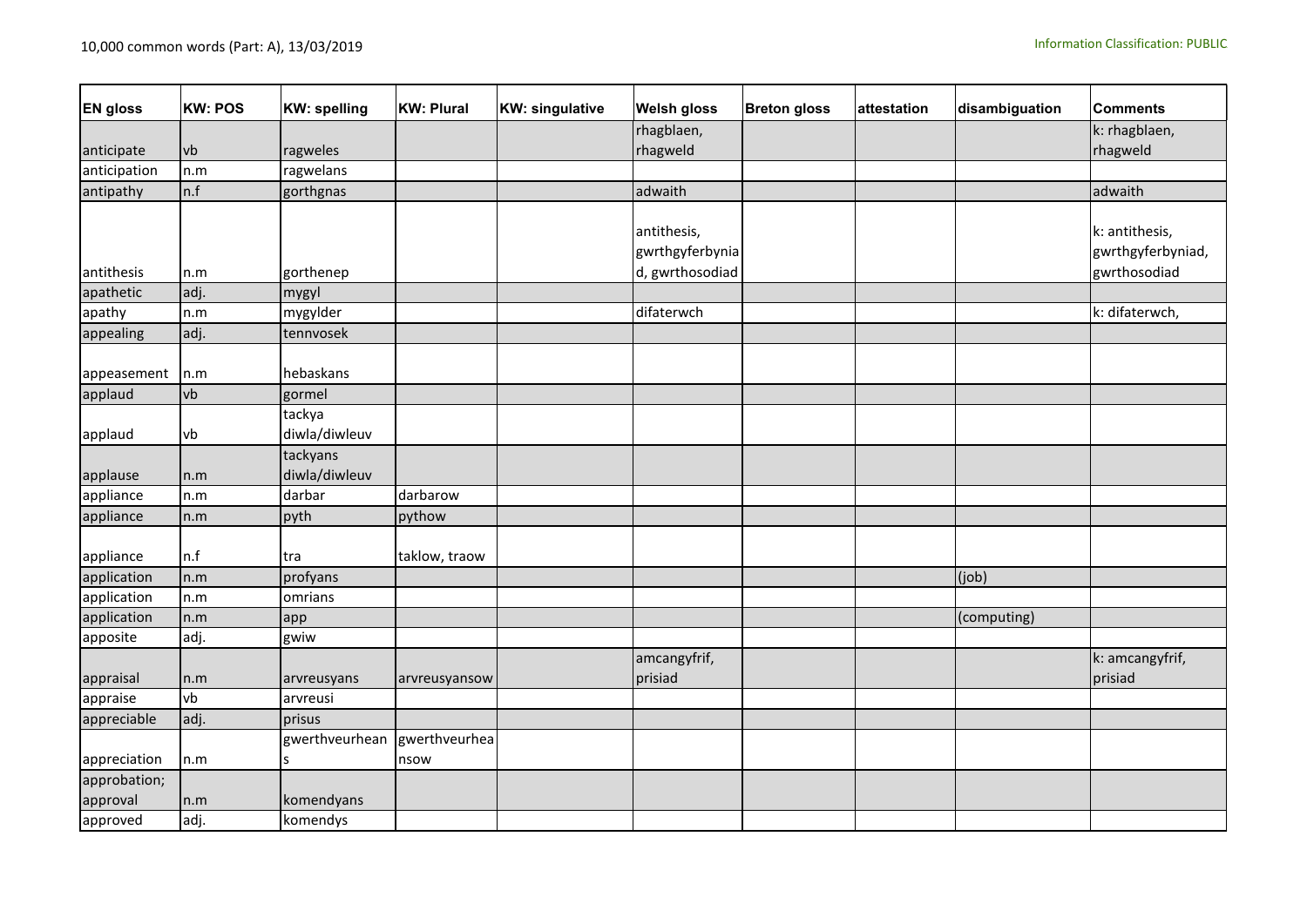| EN gloss | KW: POS | KW: spelling | KW: Plural | KW: singulative | Welsh gloss | Breton gloss | attestation | disambiguation | Comments |
|---|---|---|---|---|---|---|---|---|---|
| anticipate | vb | ragweles | | | rhagblaen, rhagweld | | | | k: rhagblaen, rhagweld |
| anticipation | n.m | ragwelans | | | | | | | |
| antipathy | n.f | gorthgnas | | | adwaith | | | | adwaith |
| antithesis | n.m | gorthenep | | | antithesis, gwrthgyferbyniad, gwrthosodiad | | | | k: antithesis, gwrthgyferbyniad, gwrthosodiad |
| apathetic | adj. | mygyl | | | | | | | |
| apathy | n.m | mygylder | | | difaterwch | | | | k: difaterwch, |
| appealing | adj. | tennvosek | | | | | | | |
| appeasement | n.m | hebaskans | | | | | | | |
| applaud | vb | gormel | | | | | | | |
| applaud | vb | tackya diwla/diwleuv | | | | | | | |
| applause | n.m | tackyans diwla/diwleuv | | | | | | | |
| appliance | n.m | darbar | darbarow | | | | | | |
| appliance | n.m | pyth | pythow | | | | | | |
| appliance | n.f | tra | taklow, traow | | | | | | |
| application | n.m | profyans | | | | | | (job) | |
| application | n.m | omrians | | | | | | | |
| application | n.m | app | | | | | | (computing) | |
| apposite | adj. | gwiw | | | | | | | |
| appraisal | n.m | arvreusyans | arvreusyansow | | amcangyfrif, prisiad | | | | k: amcangyfrif, prisiad |
| appraise | vb | arvreusi | | | | | | | |
| appreciable | adj. | prisus | | | | | | | |
| appreciation | n.m | gwerthveurhean s | gwerthveurhea nsow | | | | | | |
| approbation; approval | n.m | komendyans | | | | | | | |
| approved | adj. | komendys | | | | | | | |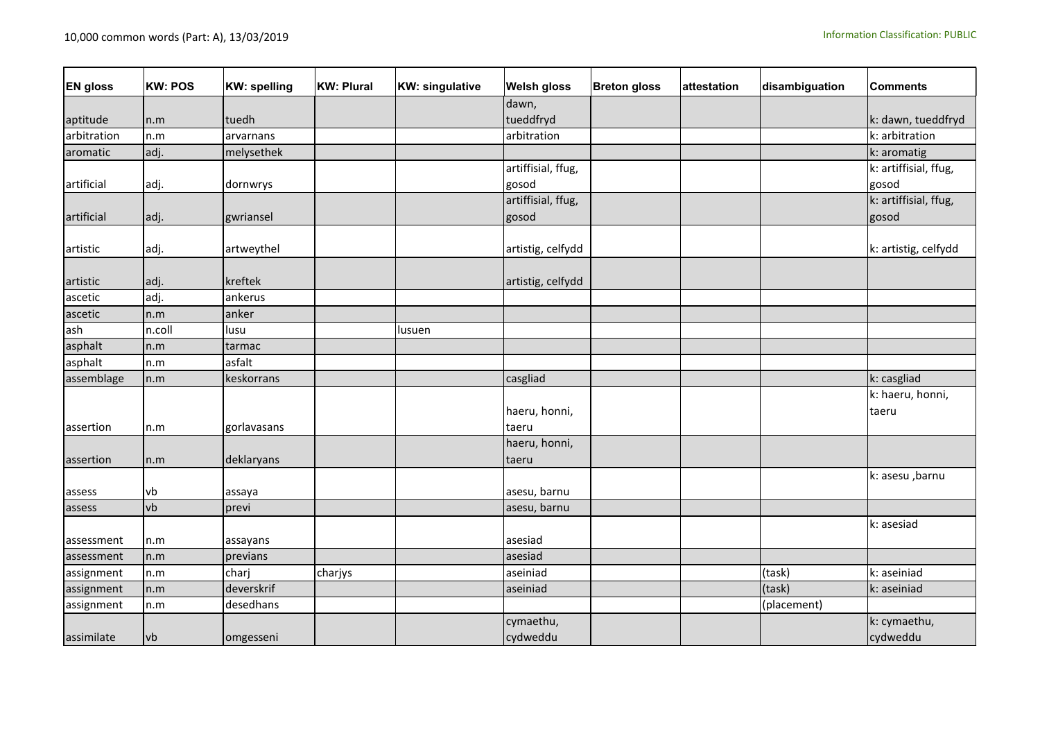| EN gloss | KW: POS | KW: spelling | KW: Plural | KW: singulative | Welsh gloss | Breton gloss | attestation | disambiguation | Comments |
|---|---|---|---|---|---|---|---|---|---|
| aptitude | n.m | tuedh | | | dawn, tueddfryd | | | | k: dawn, tueddfryd |
| arbitration | n.m | arvarnans | | | arbitration | | | | k: arbitration |
| aromatic | adj. | melysethek | | | | | | | k: aromatig |
| artificial | adj. | dornwrys | | | artiffisial, ffug, gosod | | | | k: artiffisial, ffug, gosod |
| artificial | adj. | gwriansel | | | artiffisial, ffug, gosod | | | | k: artiffisial, ffug, gosod |
| artistic | adj. | artweythel | | | artistig, celfydd | | | | k: artistig, celfydd |
| artistic | adj. | kreftek | | | artistig, celfydd | | | | |
| ascetic | adj. | ankerus | | | | | | | |
| ascetic | n.m | anker | | | | | | | |
| ash | n.coll | lusu | | lusuen | | | | | |
| asphalt | n.m | tarmac | | | | | | | |
| asphalt | n.m | asfalt | | | | | | | |
| assemblage | n.m | keskorrans | | | casgliad | | | | k: casgliad |
| assertion | n.m | gorlavasans | | | haeru, honni, taeru | | | | k: haeru, honni, taeru |
| assertion | n.m | deklaryans | | | haeru, honni, taeru | | | | |
| assess | vb | assaya | | | asesu, barnu | | | | k: asesu ,barnu |
| assess | vb | previ | | | asesu, barnu | | | | |
| assessment | n.m | assayans | | | asesiad | | | | k: asesiad |
| assessment | n.m | previans | | | asesiad | | | | |
| assignment | n.m | charj | charjys | | aseiniad | | | (task) | k: aseiniad |
| assignment | n.m | deverskrif | | | aseiniad | | | (task) | k: aseiniad |
| assignment | n.m | desedhans | | | | | | (placement) | |
| assimilate | vb | omgesseni | | | cymaethu, cydweddu | | | | k: cymaethu, cydweddu |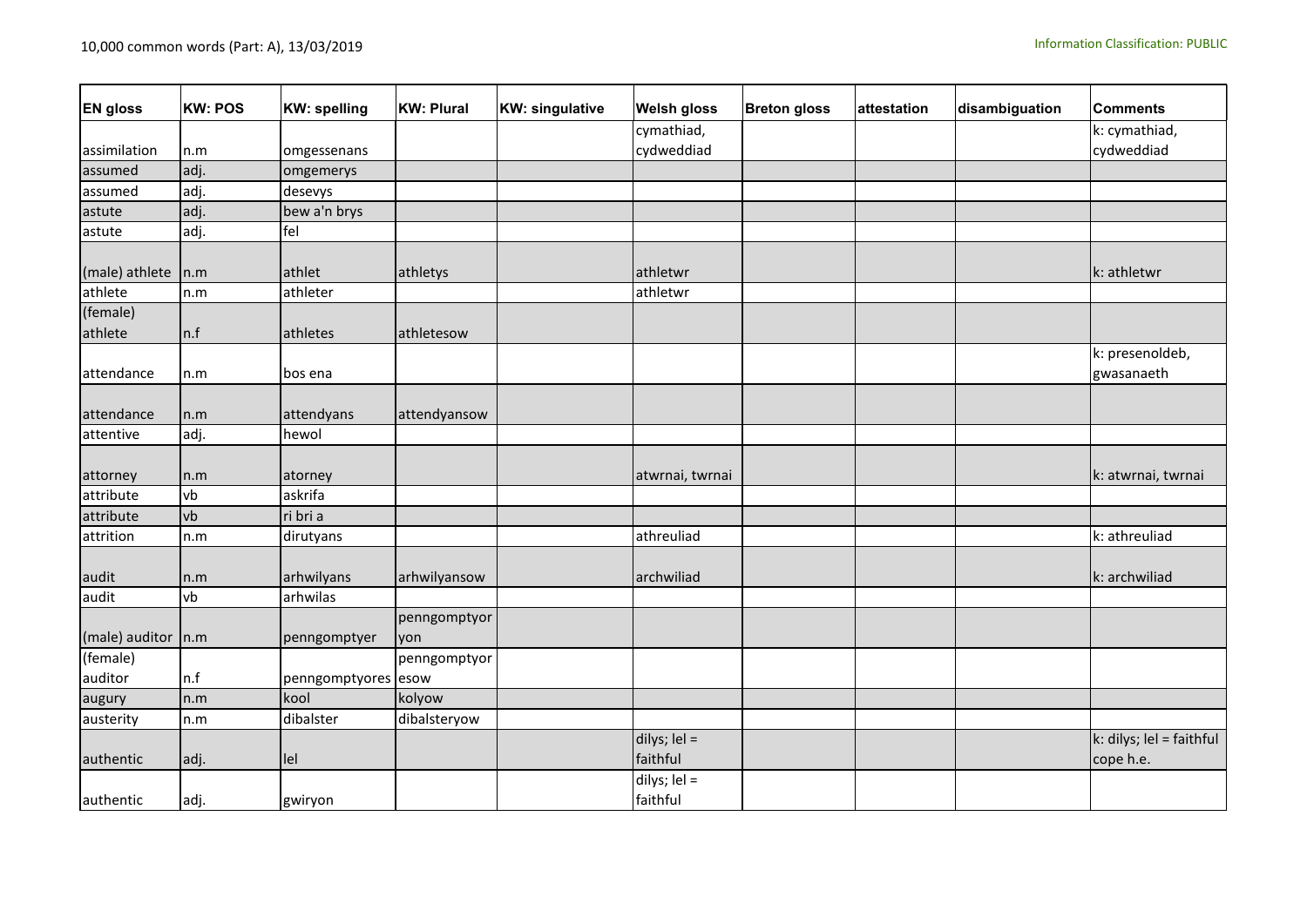| EN gloss | KW: POS | KW: spelling | KW: Plural | KW: singulative | Welsh gloss | Breton gloss | attestation | disambiguation | Comments |
|---|---|---|---|---|---|---|---|---|---|
| assimilation | n.m | omgessenans | | | cymathiad, cydweddiad | | | | k: cymathiad, cydweddiad |
| assumed | adj. | omgemerys | | | | | | | |
| assumed | adj. | desevys | | | | | | | |
| astute | adj. | bew a'n brys | | | | | | | |
| astute | adj. | fel | | | | | | | |
| (male) athlete | n.m | athlet | athletys | | athletwr | | | | k: athletwr |
| athlete | n.m | athleter | | | athletwr | | | | |
| (female) athlete | n.f | athletes | athletesow | | | | | | |
| attendance | n.m | bos ena | | | | | | | k: presenoldeb, gwasanaeth |
| attendance | n.m | attendyans | attendyansow | | | | | | |
| attentive | adj. | hewol | | | | | | | |
| attorney | n.m | atorney | | | atwrnai, twrnai | | | | k: atwrnai, twrnai |
| attribute | vb | askrifa | | | | | | | |
| attribute | vb | ri bri a | | | | | | | |
| attrition | n.m | dirutyans | | | athreuliad | | | | k: athreuliad |
| audit | n.m | arhwilyans | arhwilyansow | | archwiliad | | | | k: archwiliad |
| audit | vb | arhwilas | | | | | | | |
| (male) auditor | n.m | penngomptyer | penngomptyoryon | | | | | | |
| (female) auditor | n.f | penngomptyores | penngomptyoresow | | | | | | |
| augury | n.m | kool | kolyow | | | | | | |
| austerity | n.m | dibalster | dibalsteryow | | | | | | |
| authentic | adj. | lel | | | dilys; lel = faithful | | | | k: dilys; lel = faithful cope h.e. |
| authentic | adj. | gwiryon | | | dilys; lel = faithful | | | | |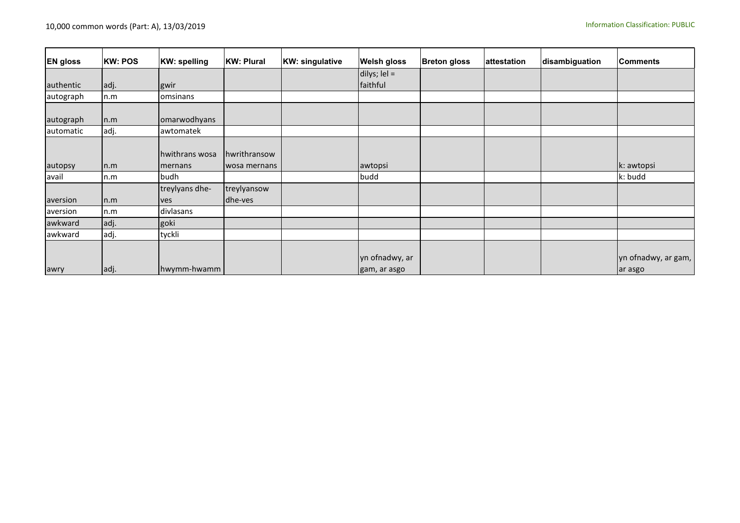| EN gloss | KW: POS | KW: spelling | KW: Plural | KW: singulative | Welsh gloss | Breton gloss | attestation | disambiguation | Comments |
|---|---|---|---|---|---|---|---|---|---|
| authentic | adj. | gwir | | | dilys; lel = faithful | | | | |
| autograph | n.m | omsinans | | | | | | | |
| autograph | n.m | omarwodhyans | | | | | | | |
| automatic | adj. | awtomatek | | | | | | | |
| autopsy | n.m | hwithrans wosa mernans | hwrithransow wosa mernans | | awtopsi | | | | k: awtopsi |
| avail | n.m | budh | | | budd | | | | k: budd |
| aversion | n.m | treylyans dhe-ves | treylyansow dhe-ves | | | | | | |
| aversion | n.m | divlasans | | | | | | | |
| awkward | adj. | goki | | | | | | | |
| awkward | adj. | tyckli | | | | | | | |
| awry | adj. | hwymm-hwamm | | | yn ofnadwy, ar gam, ar asgo | | | | yn ofnadwy, ar gam, ar asgo |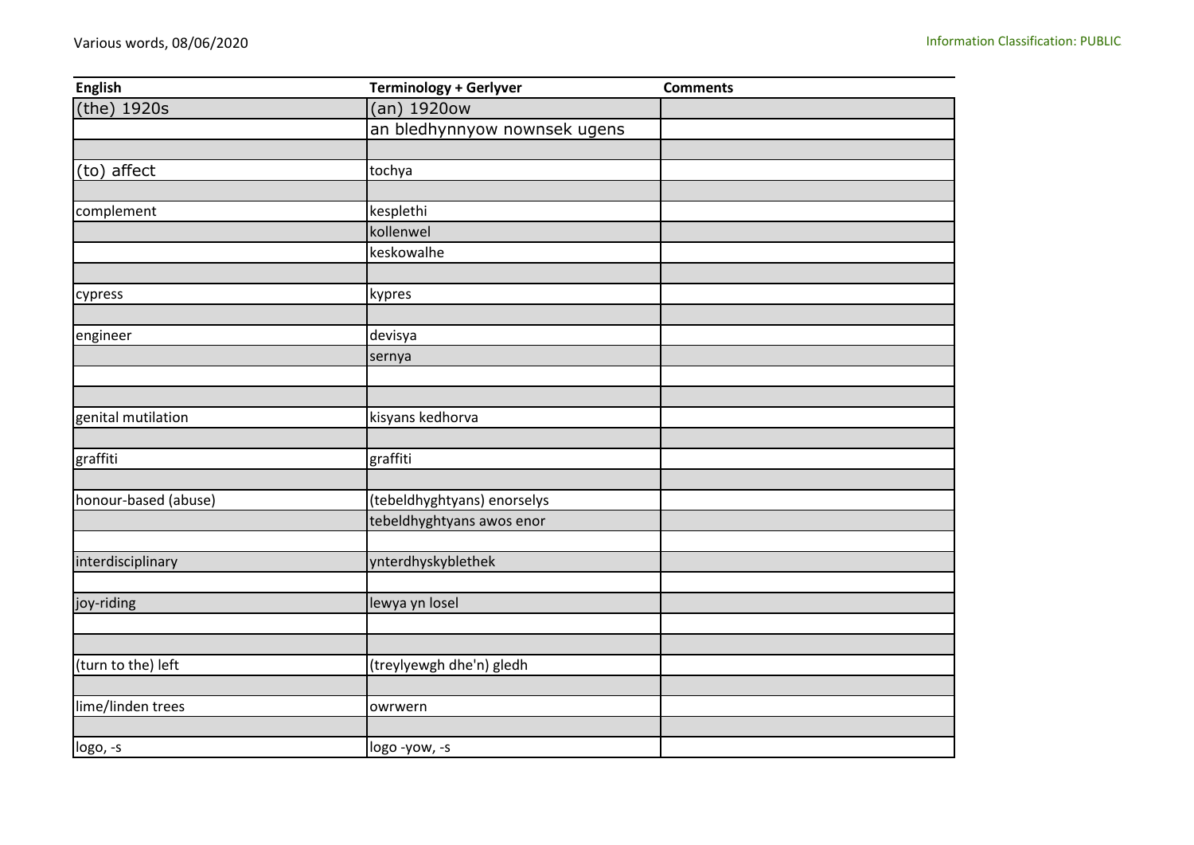| English | Terminology + Gerlyver | Comments |
|---|---|---|
| (the) 1920s | (an) 1920ow | |
| | an bledhynnyow nownsek ugens | |
| | | |
| (to) affect | tochya | |
| | | |
| complement | kesplethi | |
| | kollenwel | |
| | keskowalhe | |
| | | |
| cypress | kypres | |
| | | |
| engineer | devisya | |
| | sernya | |
| | | |
| | | |
| genital mutilation | kisyans kedhorva | |
| | | |
| graffiti | graffiti | |
| | | |
| honour-based (abuse) | (tebeldhyghtyans) enorselys | |
| | tebeldhyghtyans awos enor | |
| | | |
| interdisciplinary | ynterdhyskyblethek | |
| | | |
| joy-riding | lewya yn losel | |
| | | |
| | | |
| (turn to the) left | (treylyewgh dhe'n) gledh | |
| | | |
| lime/linden trees | owrwern | |
| | | |
| logo, -s | logo -yow, -s | |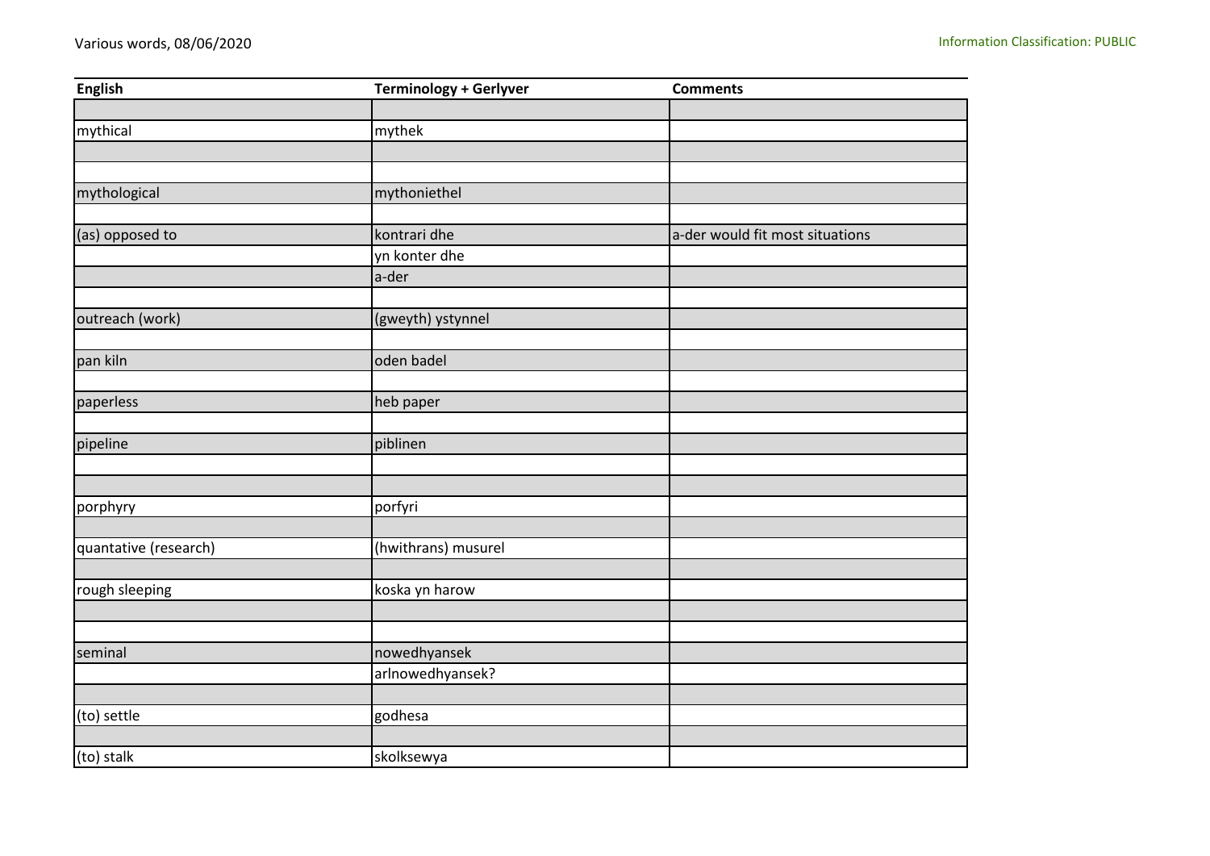| English | Terminology + Gerlyver | Comments |
|---|---|---|
| | | |
| mythical | mythek | |
| | | |
| | | |
| mythological | mythoniethel | |
| | | |
| (as) opposed to | kontrari dhe | a-der would fit most situations |
| | yn konter dhe | |
| | a-der | |
| | | |
| outreach (work) | (gweyth) ystynnel | |
| | | |
| pan kiln | oden badel | |
| | | |
| paperless | heb paper | |
| | | |
| pipeline | piblinen | |
| | | |
| | | |
| porphyry | porfyri | |
| | | |
| quantative (research) | (hwithrans) musurel | |
| | | |
| rough sleeping | koska yn harow | |
| | | |
| | | |
| seminal | nowedhyansek | |
| | arlnowedhyansek? | |
| | | |
| (to) settle | godhesa | |
| | | |
| (to) stalk | skolksewya | |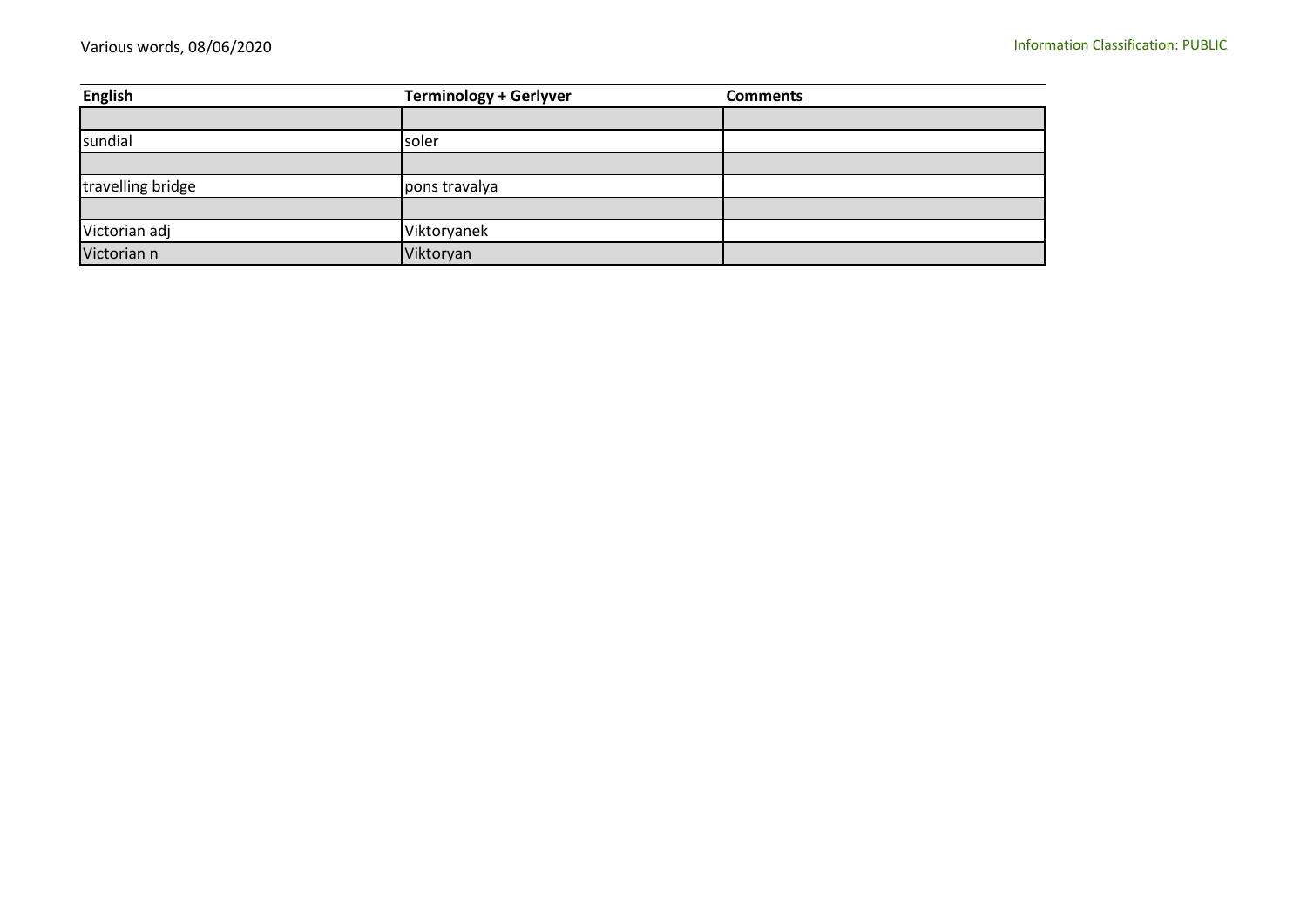Various words, 08/06/2020

Information Classification: PUBLIC

| English | Terminology + Gerlyver | Comments |
| --- | --- | --- |
| | | |
| sundial | soler | |
| | | |
| travelling bridge | pons travalya | |
| | | |
| Victorian adj | Viktoryanek | |
| Victorian n | Viktoryan | |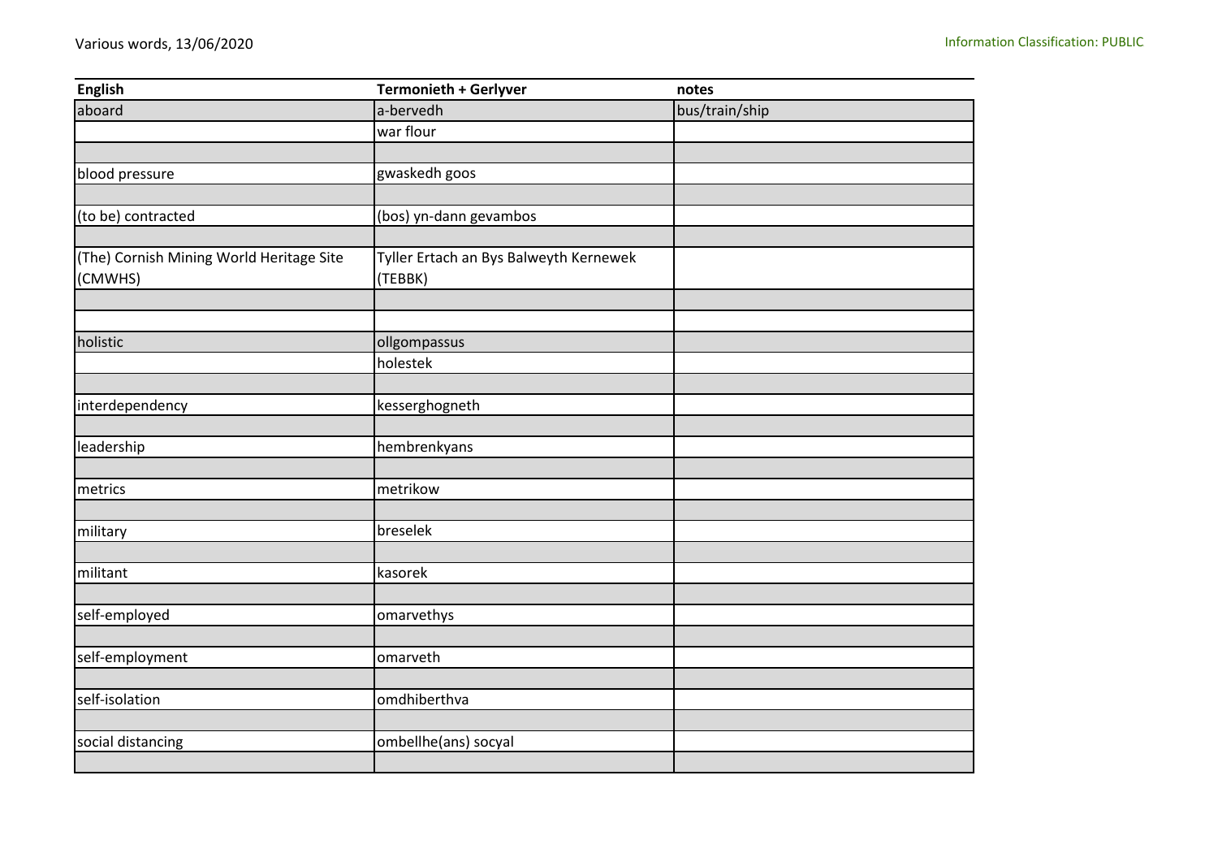Various words, 13/06/2020

| English | Termonieth + Gerlyver | notes |
|---|---|---|
| aboard | a-bervedh | bus/train/ship |
| | war flour | |
| | | |
| blood pressure | gwaskedh goos | |
| | | |
| (to be) contracted | (bos) yn-dann gevambos | |
| | | |
| (The) Cornish Mining World Heritage Site (CMWHS) | Tyller Ertach an Bys Balweyth Kernewek (TEBBK) | |
| | | |
| | | |
| holistic | ollgompassus | |
| | holestek | |
| | | |
| interdependency | kesserghogneth | |
| | | |
| leadership | hembrenkyans | |
| | | |
| metrics | metrikow | |
| | | |
| military | breselek | |
| | | |
| militant | kasorek | |
| | | |
| self-employed | omarvethys | |
| | | |
| self-employment | omarveth | |
| | | |
| self-isolation | omdhiberthva | |
| | | |
| social distancing | ombellhe(ans) socyal | |
| | | |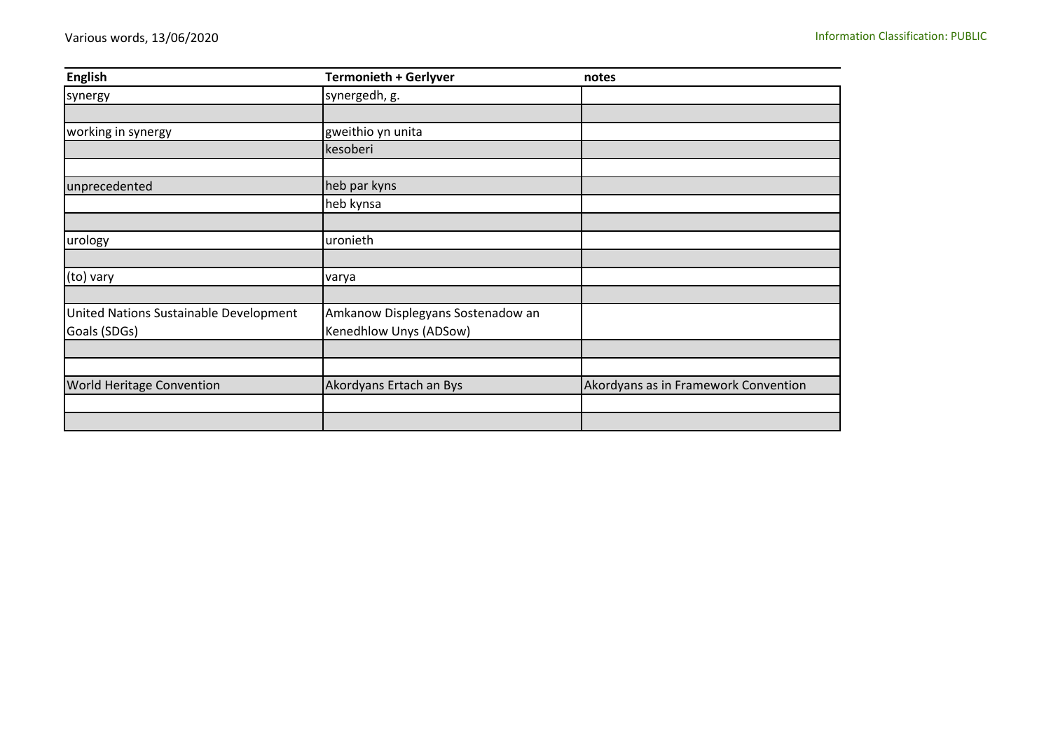Various words, 13/06/2020

| English | Termonieth + Gerlyver | notes |
| --- | --- | --- |
| synergy | synergedh, g. | |
| | | |
| working in synergy | gweithio yn unita | |
| | kesoberi | |
| | | |
| unprecedented | heb par kyns | |
| | heb kynsa | |
| | | |
| urology | uronieth | |
| | | |
| (to) vary | varya | |
| | | |
| United Nations Sustainable Development Goals (SDGs) | Amkanow Displegyans Sostenadow an Kenedhlow Unys (ADSow) | |
| | | |
| | | |
| World Heritage Convention | Akordyans Ertach an Bys | Akordyans as in Framework Convention |
| | | |
| | | |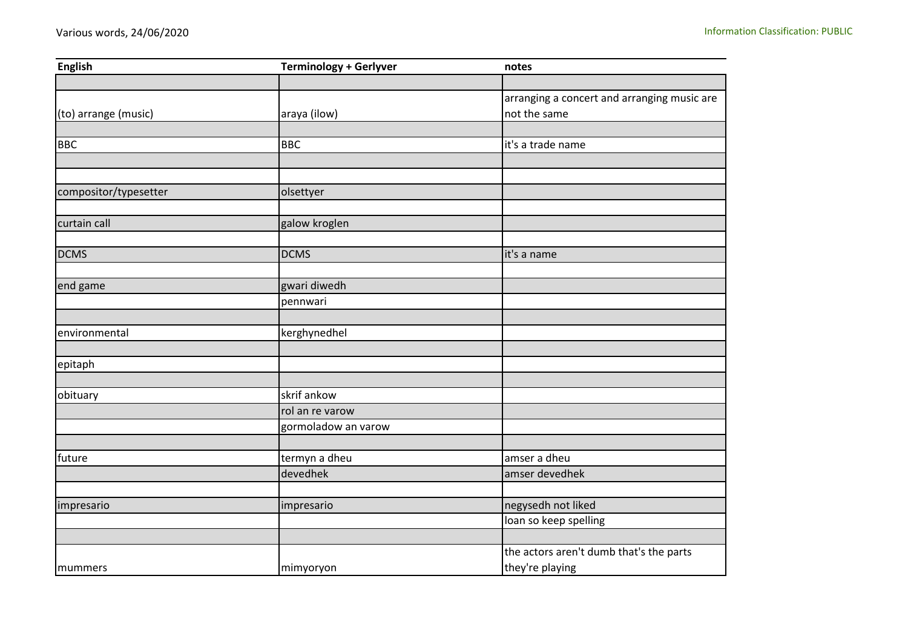Various words, 24/06/2020

Information Classification: PUBLIC

| English | Terminology + Gerlyver | notes |
|---|---|---|
| | | |
| (to) arrange (music) | araya (ilow) | arranging a concert and arranging music are not the same |
| | | |
| BBC | BBC | it's a trade name |
| | | |
| | | |
| compositor/typesetter | olsettyer | |
| | | |
| curtain call | galow kroglen | |
| | | |
| DCMS | DCMS | it's a name |
| | | |
| end game | gwari diwedh | |
| | pennwari | |
| | | |
| environmental | kerghynedhel | |
| | | |
| epitaph | | |
| | | |
| obituary | skrif ankow | |
| | rol an re varow | |
| | gormoladow an varow | |
| | | |
| future | termyn a dheu | amser a dheu |
| | devedhek | amser devedhek |
| | | |
| impresario | impresario | negysedh not liked |
| | | loan so keep spelling |
| | | |
| mummers | mimyoryon | the actors aren't dumb that's the parts they're playing |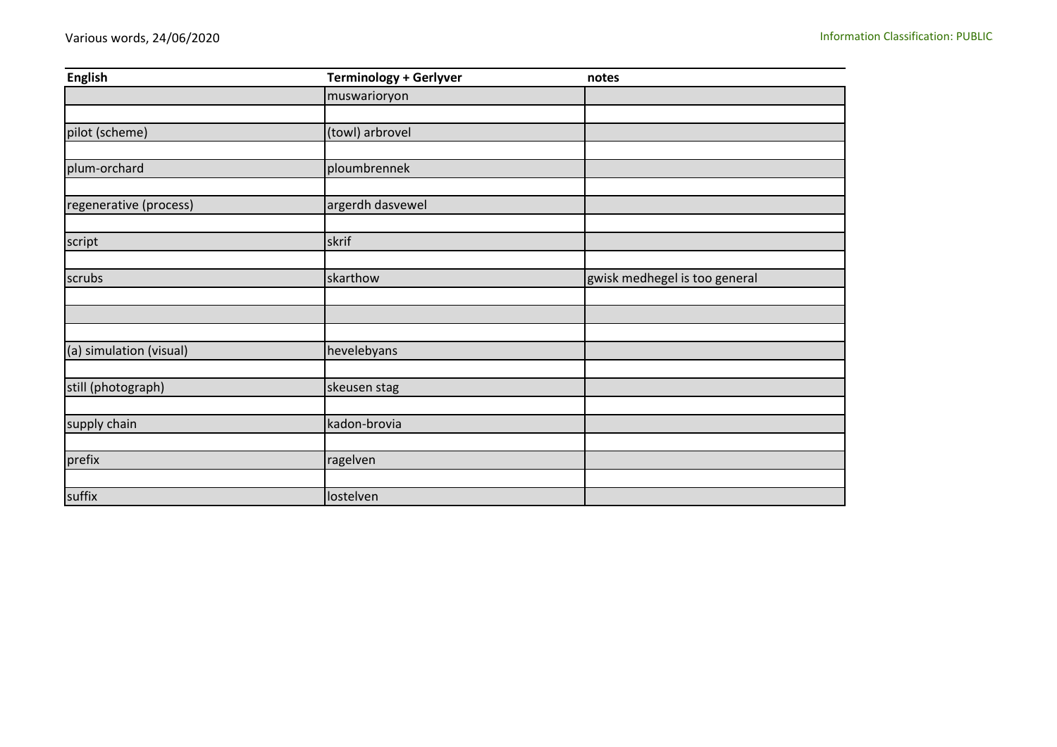| English | Terminology + Gerlyver | notes |
|---|---|---|
| | muswarioryon | |
| | | |
| pilot (scheme) | (towl) arbrovel | |
| | | |
| plum-orchard | ploumbrennek | |
| | | |
| regenerative (process) | argerdh dasvewel | |
| | | |
| script | skrif | |
| | | |
| scrubs | skarthow | gwisk medhegel is too general |
| | | |
| | | |
| | | |
| (a) simulation (visual) | hevelebyans | |
| | | |
| still (photograph) | skeusen stag | |
| | | |
| supply chain | kadon-brovia | |
| | | |
| prefix | ragelven | |
| | | |
| suffix | lostelven | |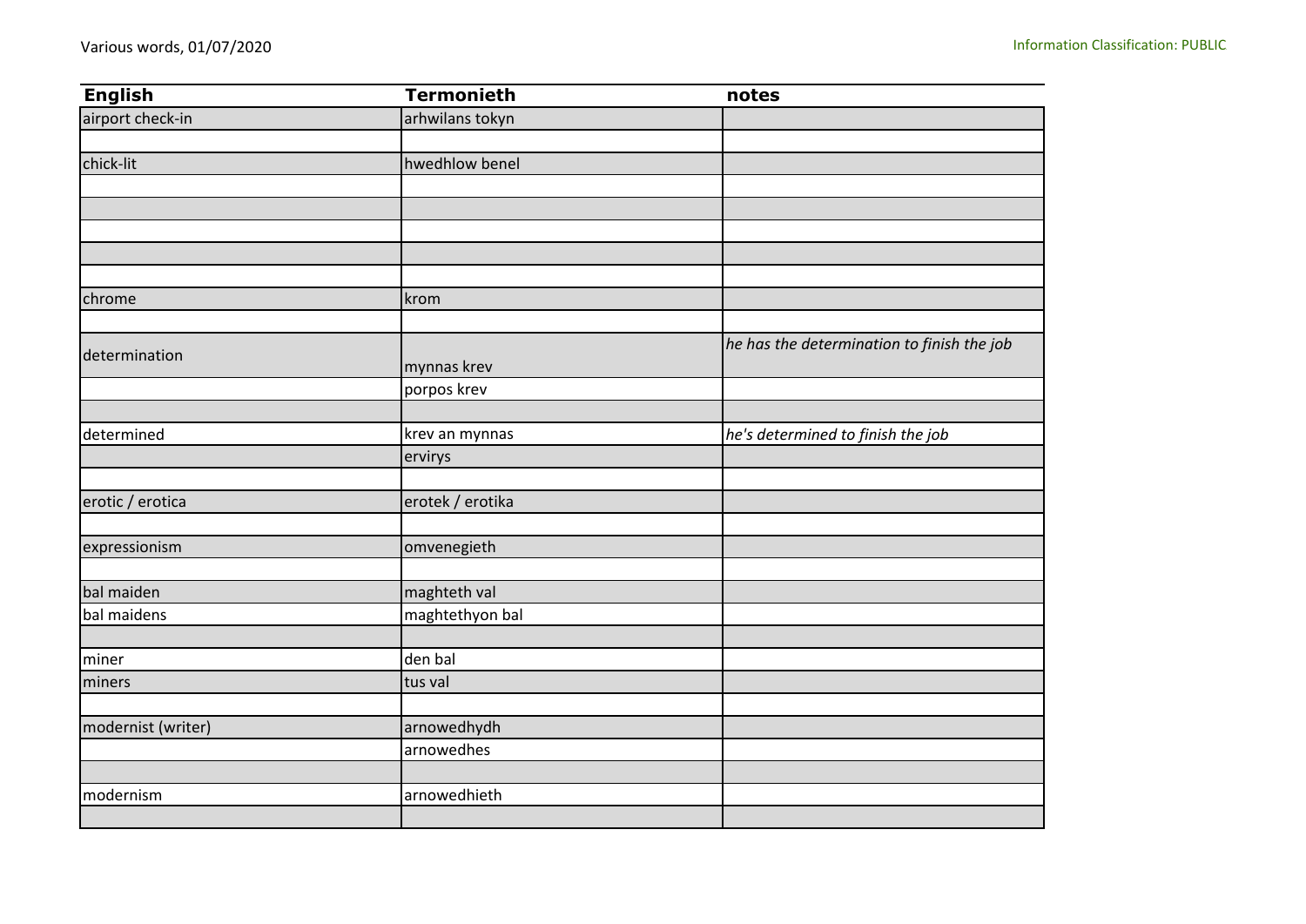| English | Termonieth | notes |
| --- | --- | --- |
| airport check-in | arhwilans tokyn | |
| chick-lit | hwedhlow benel | |
| chrome | krom | |
| determination | mynnas krev | *he has the determination to finish the job* |
| | porpos krev | |
| determined | krev an mynnas | *he's determined to finish the job* |
| | ervirys | |
| erotic / erotica | erotek / erotika | |
| expressionism | omvenegieth | |
| bal maiden | maghteth val | |
| bal maidens | maghtethyon bal | |
| miner | den bal | |
| miners | tus val | |
| modernist (writer) | arnowedhydh | |
| | arnowedhes | |
| modernism | arnowedhieth | |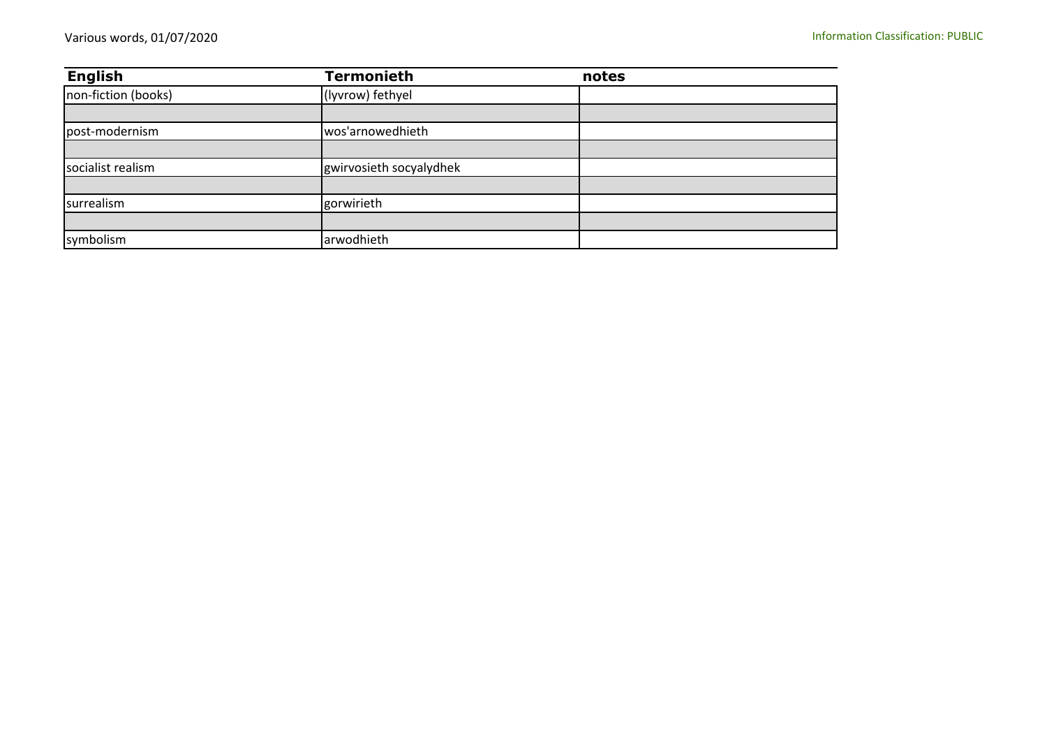| English | Termonieth | notes |
|---|---|---|
| non-fiction (books) | (lyvrow) fethyel | |
| | | |
| post-modernism | wos'arnowedhieth | |
| | | |
| socialist realism | gwirvosieth socyalydhek | |
| | | |
| surrealism | gorwirieth | |
| | | |
| symbolism | arwodhieth | |